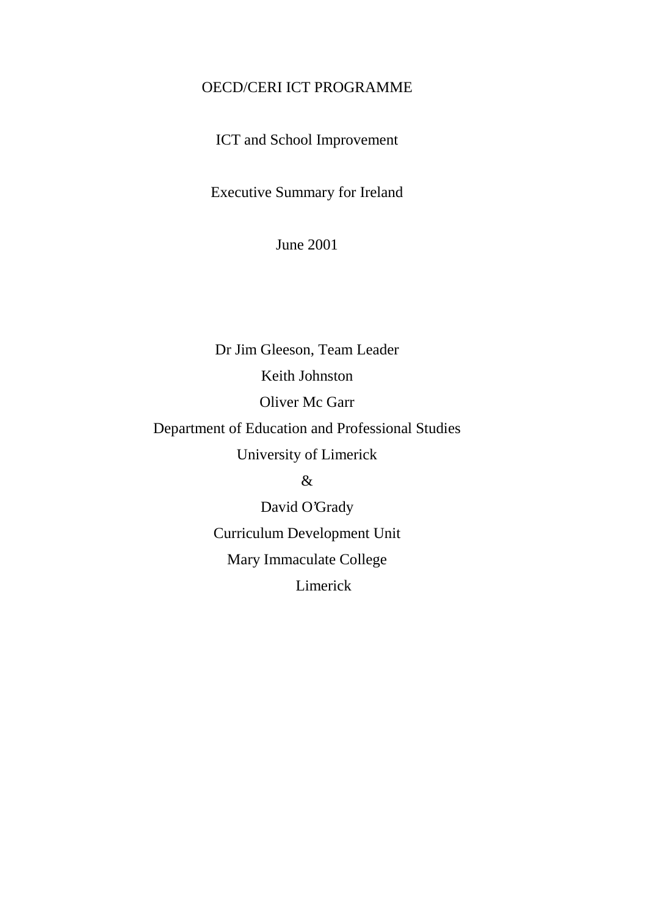OECD/CERI ICT PROGRAMME

ICT and School Improvement

Executive Summary for Ireland

June 2001

Dr Jim Gleeson, Team Leader

Keith Johnston

Oliver Mc Garr

Department of Education and Professional Studies

University of Limerick

&

David O'Grady

Curriculum Development Unit

Mary Immaculate College

Limerick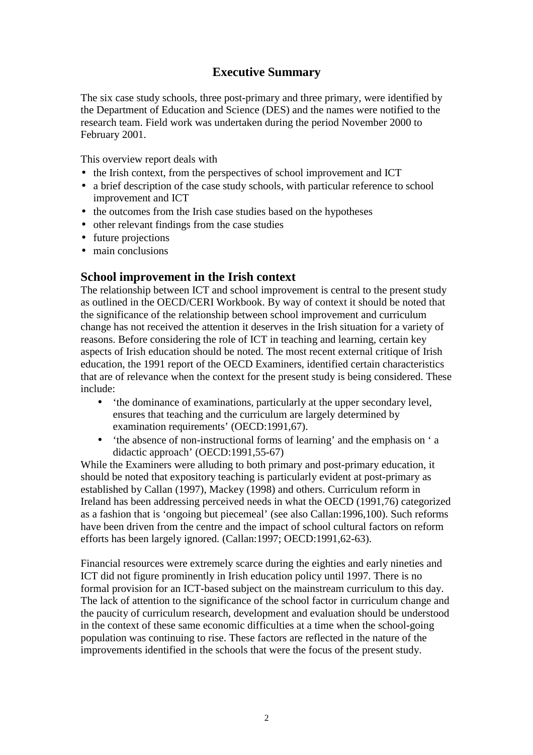# Executive Summary

The six case study schools, three post-primary and three primary, were identified by the Department of Education and Science (DES) and the names were notified to the research team. Field work was undertaken during the period November 2000 to February 2001.

This overview report deals with

- the Irish context, from the perspectives of school improvement and ICT
- a brief description of the case study schools, with particular reference to school improvement and ICT
- the outcomes from the Irish case studies based on the hypotheses
- other relevant findings from the case studies
- future projections
- main conclusions

## School improvement in the Irish context

The relationship between ICT and school improvement is central to the present study as outlined in the OECD/CERI Workbook. By way of context it should be noted that the significance of the relationship between school improvement and curriculum change has not received the attention it deserves in the Irish situation for a variety of reasons. Before considering the role of ICT in teaching and learning, certain key aspects of Irish education should be noted. The most recent external critique of Irish education, the 1991 report of the OECD Examiners, identified certain characteristics that are of relevance when the context for the present study is being considered. These include:

- 'the dominance of examinations, particularly at the upper secondary level, ensures that teaching and the curriculum are largely determined by examination requirements' (OECD:1991,67).
- 'the absence of non-instructional forms of learning' and the emphasis on ' a didactic approach' (OECD:1991,55-67)

While the Examiners were alluding to both primary and post-primary education, it should be noted that expository teaching is particularly evident at post-primary as established by Callan (1997), Mackey (1998) and others. Curriculum reform in Ireland has been addressing perceived needs in what the OECD (1991,76) categorized as a fashion that is 'ongoing but piecemeal' (see also Callan:1996,100). Such reforms have been driven from the centre and the impact of school cultural factors on reform efforts has been largely ignored. (Callan:1997; OECD:1991,62-63).

Financial resources were extremely scarce during the eighties and early nineties and ICT did not figure prominently in Irish education policy until 1997. There is no formal provision for an ICT-based subject on the mainstream curriculum to this day. The lack of attention to the significance of the school factor in curriculum change and the paucity of curriculum research, development and evaluation should be understood in the context of these same economic difficulties at a time when the school-going population was continuing to rise. These factors are reflected in the nature of the improvements identified in the schools that were the focus of the present study.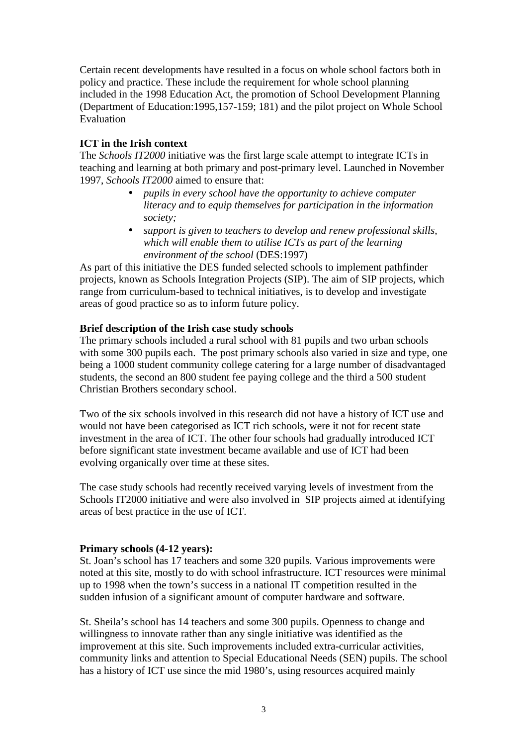Certain recent developments have resulted in a focus on whole school factors both in policy and practice. These include the requirement for whole school planning included in the 1998 Education Act, the promotion of School Development Planning (Department of Education:1995,157-159; 181) and the pilot project on Whole School Evaluation

**ICT in the Irish context**

The *Schools IT2000* initiative was the first large scale attempt to integrate ICTs in teaching and learning at both primary and post-primary level. Launched in November 1997, *Schools IT2000* aimed to ensure that:

- *pupils in every school have the opportunity to achieve computer literacy and to equip themselves for participation in the information society;*
- *support is given to teachers to develop and renew professional skills, which will enable them to utilise ICTs as part of the learning environment of the school* (DES:1997)

As part of this initiative the DES funded selected schools to implement pathfinder projects, known as Schools Integration Projects (SIP). The aim of SIP projects, which range from curriculum-based to technical initiatives, is to develop and investigate areas of good practice so as to inform future policy.

**Brief description of the Irish case study schools**

The primary schools included a rural school with 81 pupils and two urban schools with some 300 pupils each. The post primary schools also varied in size and type, one being a 1000 student community college catering for a large number of disadvantaged students, the second an 800 student fee paying college and the third a 500 student Christian Brothers secondary school.

Two of the six schools involved in this research did not have a history of ICT use and would not have been categorised as ICT rich schools, were it not for recent state investment in the area of ICT. The other four schools had gradually introduced ICT before significant state investment became available and use of ICT had been evolving organically over time at these sites.

The case study schools had recently received varying levels of investment from the Schools IT2000 initiative and were also involved in SIP projects aimed at identifying areas of best practice in the use of ICT.

**Primary schools (4-12 years):**

St. Joan's school has 17 teachers and some 320 pupils. Various improvements were noted at this site, mostly to do with school infrastructure. ICT resources were minimal up to 1998 when the town's success in a national IT competition resulted in the sudden infusion of a significant amount of computer hardware and software.

St. Sheila's school has 14 teachers and some 300 pupils. Openness to change and willingness to innovate rather than any single initiative was identified as the improvement at this site. Such improvements included extra-curricular activities, community links and attention to Special Educational Needs (SEN) pupils. The school has a history of ICT use since the mid 1980's, using resources acquired mainly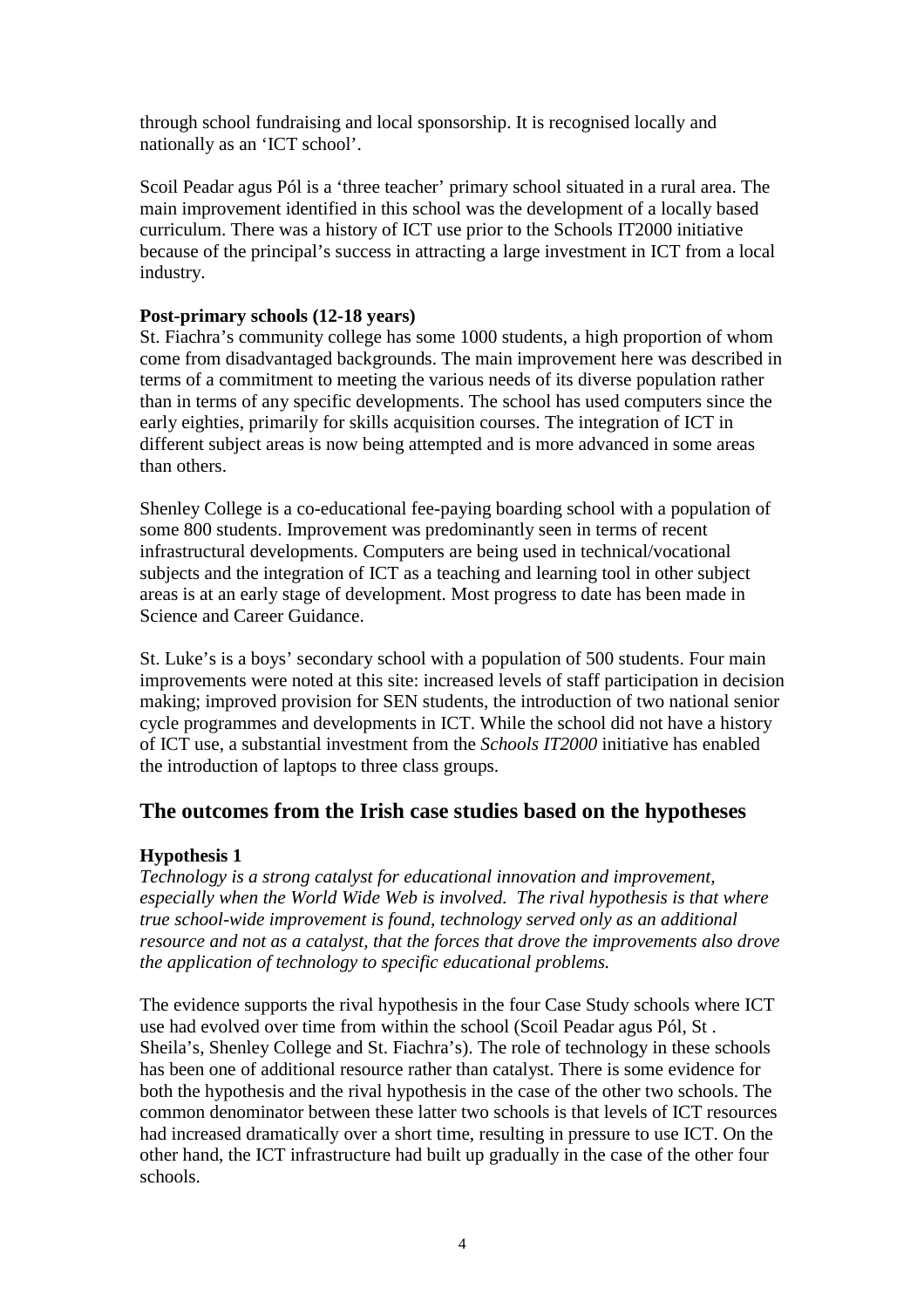through school fundraising and local sponsorship. It is recognised locally and nationally as an 'ICT school'.

Scoil Peadar agus Pól is a 'three teacher' primary school situated in a rural area. The main improvement identified in this school was the development of a locally based curriculum. There was a history of ICT use prior to the Schools IT2000 initiative because of the principal's success in attracting a large investment in ICT from a local industry.

**Post-primary schools (12-18 years)**

St. Fiachra's community college has some 1000 students, a high proportion of whom come from disadvantaged backgrounds. The main improvement here was described in terms of a commitment to meeting the various needs of its diverse population rather than in terms of any specific developments. The school has used computers since the early eighties, primarily for skills acquisition courses. The integration of ICT in different subject areas is now being attempted and is more advanced in some areas than others.

Shenley College is a co-educational fee-paying boarding school with a population of some 800 students. Improvement was predominantly seen in terms of recent infrastructural developments. Computers are being used in technical/vocational subjects and the integration of ICT as a teaching and learning tool in other subject areas is at an early stage of development. Most progress to date has been made in Science and Career Guidance.

St. Luke's is a boys' secondary school with a population of 500 students. Four main improvements were noted at this site: increased levels of staff participation in decision making; improved provision for SEN students, the introduction of two national senior cycle programmes and developments in ICT. While the school did not have a history of ICT use, a substantial investment from the *Schools IT2000* initiative has enabled the introduction of laptops to three class groups.

## The outcomes from the Irish case studies based on the hypotheses

**Hypothesis 1**

*Technology is a strong catalyst for educational innovation and improvement, especially when the World Wide Web is involved. The rival hypothesis is that where true school-wide improvement is found, technology served only as an additional resource and not as a catalyst, that the forces that drove the improvements also drove the application of technology to specific educational problems.*

The evidence supports the rival hypothesis in the four Case Study schools where ICT use had evolved over time from within the school (Scoil Peadar agus Pól, St . Sheila's, Shenley College and St. Fiachra's). The role of technology in these schools has been one of additional resource rather than catalyst. There is some evidence for both the hypothesis and the rival hypothesis in the case of the other two schools. The common denominator between these latter two schools is that levels of ICT resources had increased dramatically over a short time, resulting in pressure to use ICT. On the other hand, the ICT infrastructure had built up gradually in the case of the other four schools.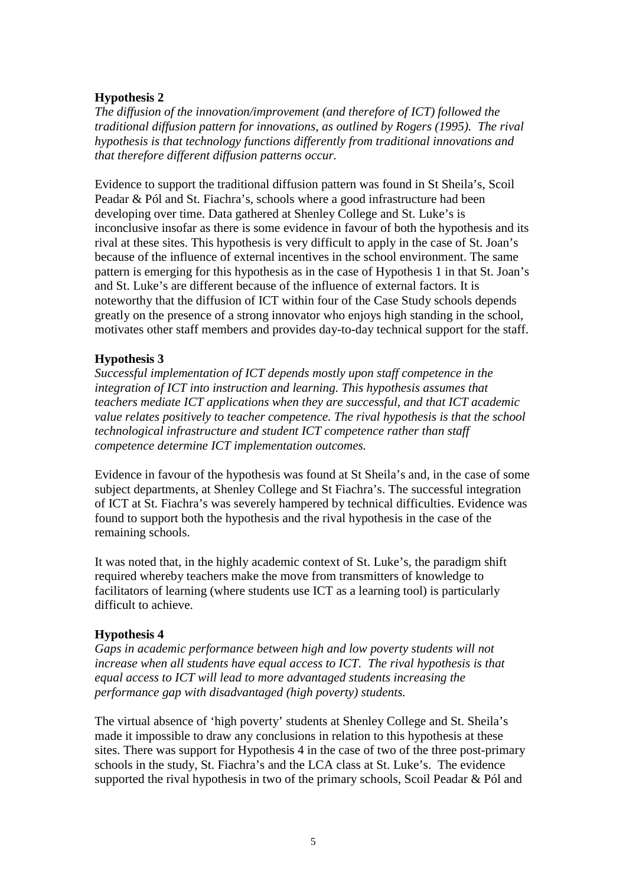**Hypothesis 2**

*The diffusion of the innovation/improvement (and therefore of ICT) followed the traditional diffusion pattern for innovations, as outlined by Rogers (1995). The rival hypothesis is that technology functions differently from traditional innovations and that therefore different diffusion patterns occur.*

Evidence to support the traditional diffusion pattern was found in St Sheila's, Scoil Peadar & Pól and St. Fiachra's, schools where a good infrastructure had been developing over time. Data gathered at Shenley College and St. Luke's is inconclusive insofar as there is some evidence in favour of both the hypothesis and its rival at these sites. This hypothesis is very difficult to apply in the case of St. Joan's because of the influence of external incentives in the school environment. The same pattern is emerging for this hypothesis as in the case of Hypothesis 1 in that St. Joan's and St. Luke's are different because of the influence of external factors. It is noteworthy that the diffusion of ICT within four of the Case Study schools depends greatly on the presence of a strong innovator who enjoys high standing in the school, motivates other staff members and provides day-to-day technical support for the staff.

**Hypothesis 3**

*Successful implementation of ICT depends mostly upon staff competence in the integration of ICT into instruction and learning. This hypothesis assumes that teachers mediate ICT applications when they are successful, and that ICT academic value relates positively to teacher competence. The rival hypothesis is that the school technological infrastructure and student ICT competence rather than staff competence determine ICT implementation outcomes.*

Evidence in favour of the hypothesis was found at St Sheila's and, in the case of some subject departments, at Shenley College and St Fiachra's. The successful integration of ICT at St. Fiachra's was severely hampered by technical difficulties. Evidence was found to support both the hypothesis and the rival hypothesis in the case of the remaining schools.

It was noted that, in the highly academic context of St. Luke's, the paradigm shift required whereby teachers make the move from transmitters of knowledge to facilitators of learning (where students use ICT as a learning tool) is particularly difficult to achieve.

**Hypothesis 4**

*Gaps in academic performance between high and low poverty students will not increase when all students have equal access to ICT. The rival hypothesis is that equal access to ICT will lead to more advantaged students increasing the performance gap with disadvantaged (high poverty) students.*

The virtual absence of 'high poverty' students at Shenley College and St. Sheila's made it impossible to draw any conclusions in relation to this hypothesis at these sites. There was support for Hypothesis 4 in the case of two of the three post-primary schools in the study, St. Fiachra's and the LCA class at St. Luke's. The evidence supported the rival hypothesis in two of the primary schools, Scoil Peadar & Pól and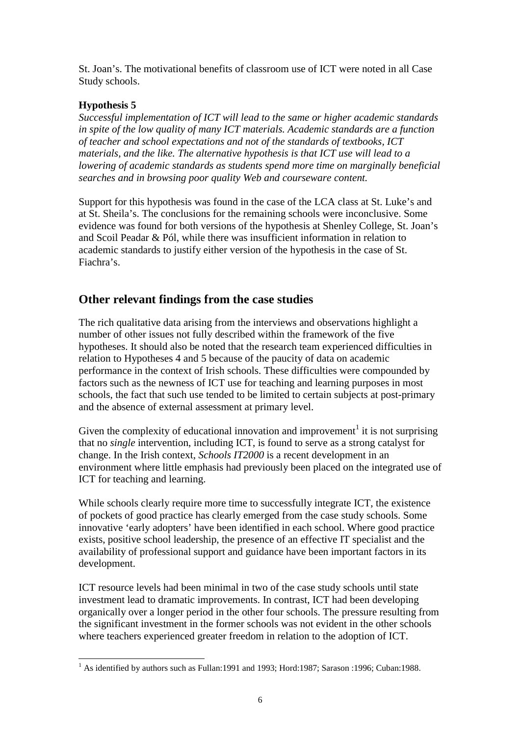St. Joan's. The motivational benefits of classroom use of ICT were noted in all Case Study schools.

**Hypothesis 5**

*Successful implementation of ICT will lead to the same or higher academic standards in spite of the low quality of many ICT materials. Academic standards are a function of teacher and school expectations and not of the standards of textbooks, ICT materials, and the like. The alternative hypothesis is that ICT use will lead to a lowering of academic standards as students spend more time on marginally beneficial searches and in browsing poor quality Web and courseware content.*

Support for this hypothesis was found in the case of the LCA class at St. Luke's and at St. Sheila's. The conclusions for the remaining schools were inconclusive. Some evidence was found for both versions of the hypothesis at Shenley College, St. Joan's and Scoil Peadar & Pól, while there was insufficient information in relation to academic standards to justify either version of the hypothesis in the case of St. Fiachra's.

## Other relevant findings from the case studies

The rich qualitative data arising from the interviews and observations highlight a number of other issues not fully described within the framework of the five hypotheses. It should also be noted that the research team experienced difficulties in relation to Hypotheses 4 and 5 because of the paucity of data on academic performance in the context of Irish schools. These difficulties were compounded by factors such as the newness of ICT use for teaching and learning purposes in most schools, the fact that such use tended to be limited to certain subjects at post-primary and the absence of external assessment at primary level.

Given the complexity of educational innovation and improvement[1] it is not surprising that no *single* intervention, including ICT, is found to serve as a strong catalyst for change. In the Irish context, *Schools IT2000* is a recent development in an environment where little emphasis had previously been placed on the integrated use of ICT for teaching and learning.

While schools clearly require more time to successfully integrate ICT, the existence of pockets of good practice has clearly emerged from the case study schools. Some innovative 'early adopters' have been identified in each school. Where good practice exists, positive school leadership, the presence of an effective IT specialist and the availability of professional support and guidance have been important factors in its development.

ICT resource levels had been minimal in two of the case study schools until state investment lead to dramatic improvements. In contrast, ICT had been developing organically over a longer period in the other four schools. The pressure resulting from the significant investment in the former schools was not evident in the other schools where teachers experienced greater freedom in relation to the adoption of ICT.

---

[1] As identified by authors such as Fullan:1991 and 1993; Hord:1987; Sarason :1996; Cuban:1988.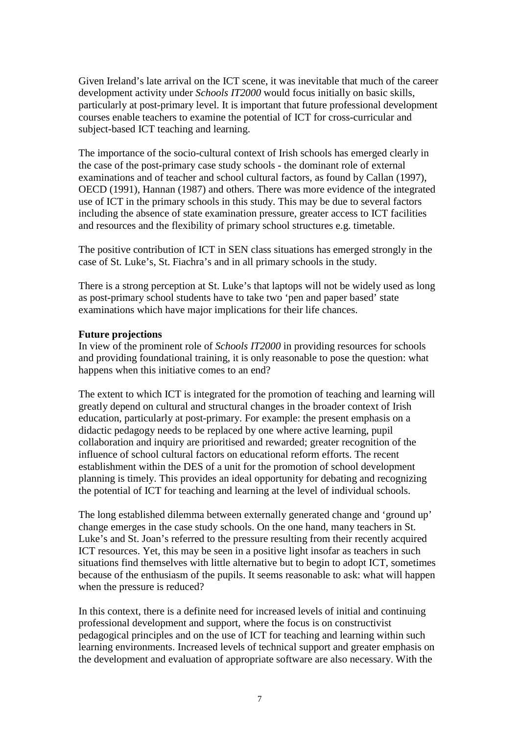Given Ireland's late arrival on the ICT scene, it was inevitable that much of the career development activity under *Schools IT2000* would focus initially on basic skills, particularly at post-primary level. It is important that future professional development courses enable teachers to examine the potential of ICT for cross-curricular and subject-based ICT teaching and learning.

The importance of the socio-cultural context of Irish schools has emerged clearly in the case of the post-primary case study schools - the dominant role of external examinations and of teacher and school cultural factors, as found by Callan (1997), OECD (1991), Hannan (1987) and others. There was more evidence of the integrated use of ICT in the primary schools in this study. This may be due to several factors including the absence of state examination pressure, greater access to ICT facilities and resources and the flexibility of primary school structures e.g. timetable.

The positive contribution of ICT in SEN class situations has emerged strongly in the case of St. Luke's, St. Fiachra's and in all primary schools in the study.

There is a strong perception at St. Luke's that laptops will not be widely used as long as post-primary school students have to take two 'pen and paper based' state examinations which have major implications for their life chances.

**Future projections**

In view of the prominent role of *Schools IT2000* in providing resources for schools and providing foundational training, it is only reasonable to pose the question: what happens when this initiative comes to an end?

The extent to which ICT is integrated for the promotion of teaching and learning will greatly depend on cultural and structural changes in the broader context of Irish education, particularly at post-primary. For example: the present emphasis on a didactic pedagogy needs to be replaced by one where active learning, pupil collaboration and inquiry are prioritised and rewarded; greater recognition of the influence of school cultural factors on educational reform efforts. The recent establishment within the DES of a unit for the promotion of school development planning is timely. This provides an ideal opportunity for debating and recognizing the potential of ICT for teaching and learning at the level of individual schools.

The long established dilemma between externally generated change and 'ground up' change emerges in the case study schools. On the one hand, many teachers in St. Luke's and St. Joan's referred to the pressure resulting from their recently acquired ICT resources. Yet, this may be seen in a positive light insofar as teachers in such situations find themselves with little alternative but to begin to adopt ICT, sometimes because of the enthusiasm of the pupils. It seems reasonable to ask: what will happen when the pressure is reduced?

In this context, there is a definite need for increased levels of initial and continuing professional development and support, where the focus is on constructivist pedagogical principles and on the use of ICT for teaching and learning within such learning environments. Increased levels of technical support and greater emphasis on the development and evaluation of appropriate software are also necessary. With the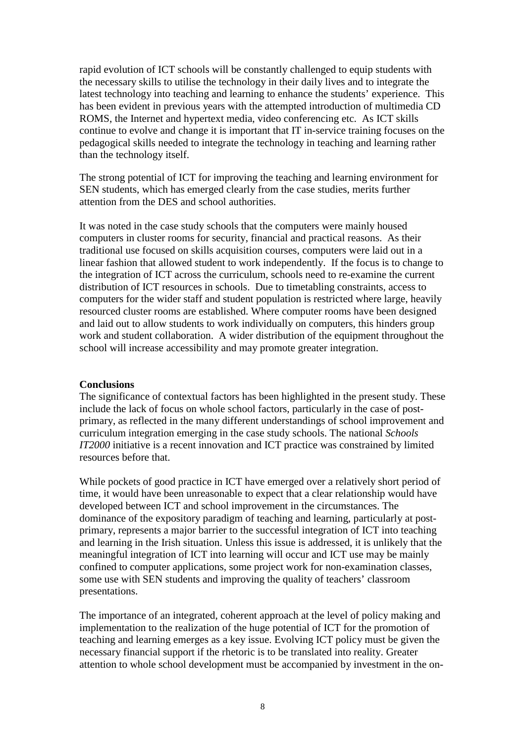rapid evolution of ICT schools will be constantly challenged to equip students with the necessary skills to utilise the technology in their daily lives and to integrate the latest technology into teaching and learning to enhance the students' experience. This has been evident in previous years with the attempted introduction of multimedia CD ROMS, the Internet and hypertext media, video conferencing etc. As ICT skills continue to evolve and change it is important that IT in-service training focuses on the pedagogical skills needed to integrate the technology in teaching and learning rather than the technology itself.

The strong potential of ICT for improving the teaching and learning environment for SEN students, which has emerged clearly from the case studies, merits further attention from the DES and school authorities.

It was noted in the case study schools that the computers were mainly housed computers in cluster rooms for security, financial and practical reasons. As their traditional use focused on skills acquisition courses, computers were laid out in a linear fashion that allowed student to work independently. If the focus is to change to the integration of ICT across the curriculum, schools need to re-examine the current distribution of ICT resources in schools. Due to timetabling constraints, access to computers for the wider staff and student population is restricted where large, heavily resourced cluster rooms are established. Where computer rooms have been designed and laid out to allow students to work individually on computers, this hinders group work and student collaboration. A wider distribution of the equipment throughout the school will increase accessibility and may promote greater integration.

**Conclusions**

The significance of contextual factors has been highlighted in the present study. These include the lack of focus on whole school factors, particularly in the case of post-primary, as reflected in the many different understandings of school improvement and curriculum integration emerging in the case study schools. The national *Schools IT2000* initiative is a recent innovation and ICT practice was constrained by limited resources before that.

While pockets of good practice in ICT have emerged over a relatively short period of time, it would have been unreasonable to expect that a clear relationship would have developed between ICT and school improvement in the circumstances. The dominance of the expository paradigm of teaching and learning, particularly at post-primary, represents a major barrier to the successful integration of ICT into teaching and learning in the Irish situation. Unless this issue is addressed, it is unlikely that the meaningful integration of ICT into learning will occur and ICT use may be mainly confined to computer applications, some project work for non-examination classes, some use with SEN students and improving the quality of teachers' classroom presentations.

The importance of an integrated, coherent approach at the level of policy making and implementation to the realization of the huge potential of ICT for the promotion of teaching and learning emerges as a key issue. Evolving ICT policy must be given the necessary financial support if the rhetoric is to be translated into reality. Greater attention to whole school development must be accompanied by investment in the on-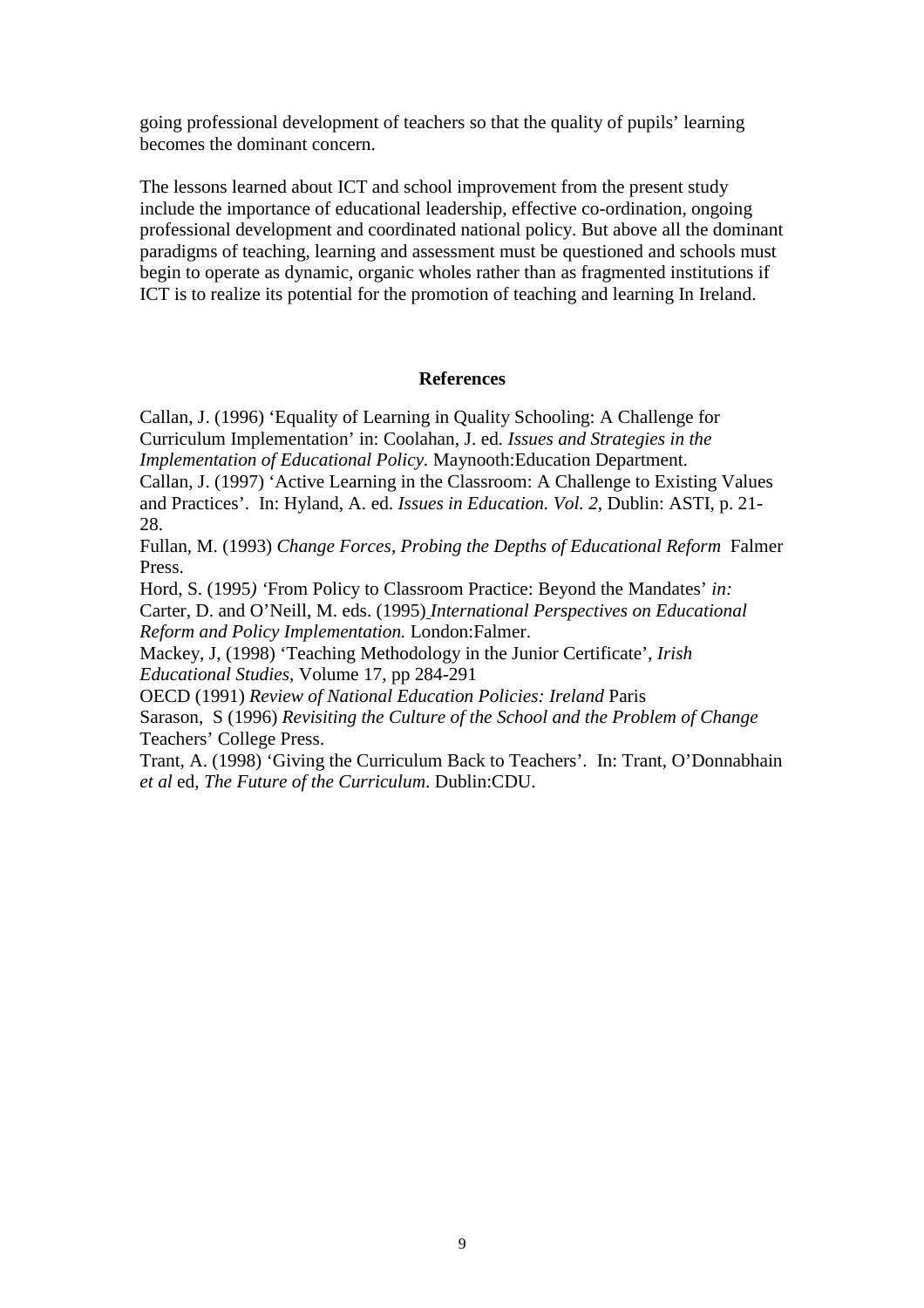going professional development of teachers so that the quality of pupils' learning becomes the dominant concern.

The lessons learned about ICT and school improvement from the present study include the importance of educational leadership, effective co-ordination, ongoing professional development and coordinated national policy. But above all the dominant paradigms of teaching, learning and assessment must be questioned and schools must begin to operate as dynamic, organic wholes rather than as fragmented institutions if ICT is to realize its potential for the promotion of teaching and learning In Ireland.

## References

Callan, J. (1996) 'Equality of Learning in Quality Schooling: A Challenge for Curriculum Implementation' in: Coolahan, J. ed*. Issues and Strategies in the Implementation of Educational Policy.* Maynooth:Education Department.

Callan, J. (1997) 'Active Learning in the Classroom: A Challenge to Existing Values and Practices'. In: Hyland, A. ed. *Issues in Education. Vol. 2*, Dublin: ASTI, p. 21-28.

Fullan, M. (1993) *Change Forces, Probing the Depths of Educational Reform* Falmer Press.

Hord, S. (1995*)* 'From Policy to Classroom Practice: Beyond the Mandates' *in:* Carter, D. and O'Neill, M. eds. (1995) *International Perspectives on Educational Reform and Policy Implementation.* London:Falmer.

Mackey, J, (1998) 'Teaching Methodology in the Junior Certificate', *Irish Educational Studies*, Volume 17, pp 284-291

OECD (1991) *Review of National Education Policies: Ireland* Paris

Sarason, S (1996) *Revisiting the Culture of the School and the Problem of Change* Teachers' College Press.

Trant, A. (1998) 'Giving the Curriculum Back to Teachers'. In: Trant, O'Donnabhain *et al* ed, *The Future of the Curriculum*. Dublin:CDU.